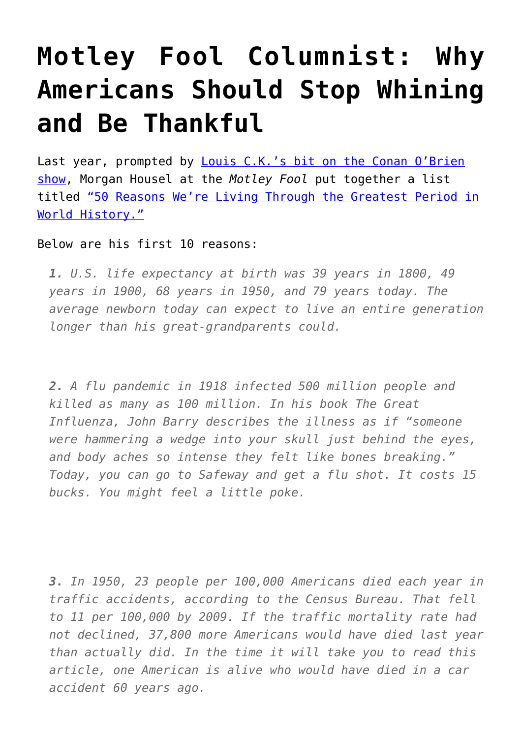# Motley Fool Columnist: Why Americans Should Stop Whining and Be Thankful

Last year, prompted by [Louis C.K.'s bit on the Conan O'Brien show](), Morgan Housel at the *Motley Fool* put together a list titled ["50 Reasons We're Living Through the Greatest Period in World History."]()

Below are his first 10 reasons:

> ***1.*** *U.S. life expectancy at birth was 39 years in 1800, 49 years in 1900, 68 years in 1950, and 79 years today. The average newborn today can expect to live an entire generation longer than his great-grandparents could.*
>
> ***2.*** *A flu pandemic in 1918 infected 500 million people and killed as many as 100 million. In his book The Great Influenza, John Barry describes the illness as if "someone were hammering a wedge into your skull just behind the eyes, and body aches so intense they felt like bones breaking." Today, you can go to Safeway and get a flu shot. It costs 15 bucks. You might feel a little poke.*
>
> ***3.*** *In 1950, 23 people per 100,000 Americans died each year in traffic accidents, according to the Census Bureau. That fell to 11 per 100,000 by 2009. If the traffic mortality rate had not declined, 37,800 more Americans would have died last year than actually did. In the time it will take you to read this article, one American is alive who would have died in a car accident 60 years ago.*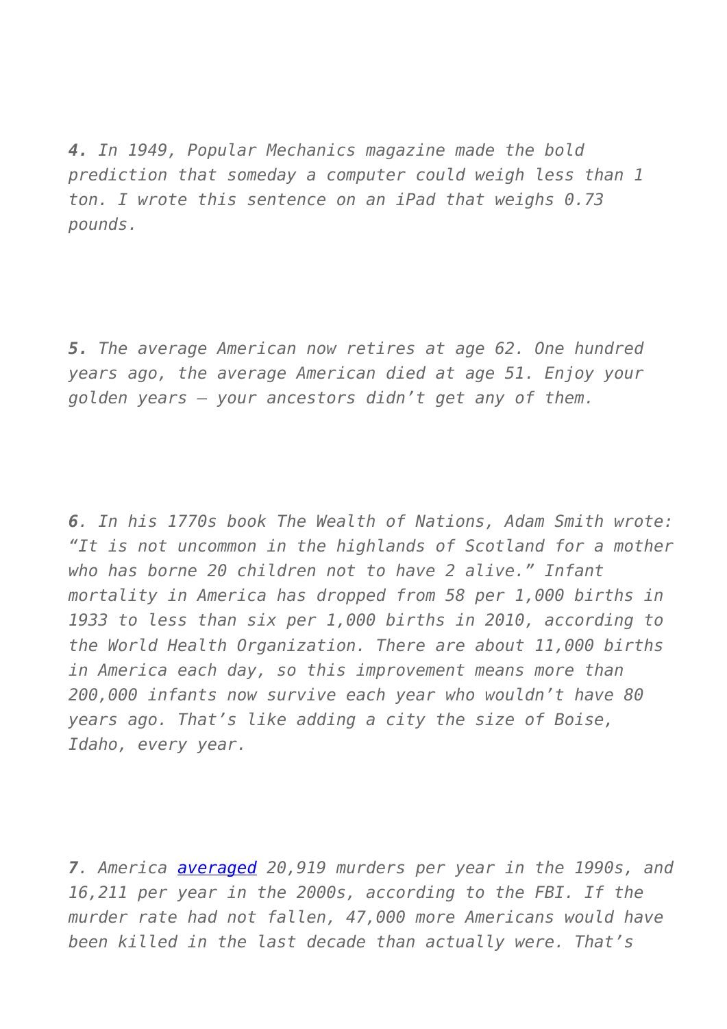***4.*** *In 1949, Popular Mechanics magazine made the bold prediction that someday a computer could weigh less than 1 ton. I wrote this sentence on an iPad that weighs 0.73 pounds.*

***5.*** *The average American now retires at age 62. One hundred years ago, the average American died at age 51. Enjoy your golden years – your ancestors didn't get any of them.*

***6****. In his 1770s book The Wealth of Nations, Adam Smith wrote: "It is not uncommon in the highlands of Scotland for a mother who has borne 20 children not to have 2 alive." Infant mortality in America has dropped from 58 per 1,000 births in 1933 to less than six per 1,000 births in 2010, according to the World Health Organization. There are about 11,000 births in America each day, so this improvement means more than 200,000 infants now survive each year who wouldn't have 80 years ago. That's like adding a city the size of Boise, Idaho, every year.*

***7****. America [averaged](averaged) 20,919 murders per year in the 1990s, and 16,211 per year in the 2000s, according to the FBI. If the murder rate had not fallen, 47,000 more Americans would have been killed in the last decade than actually were. That's*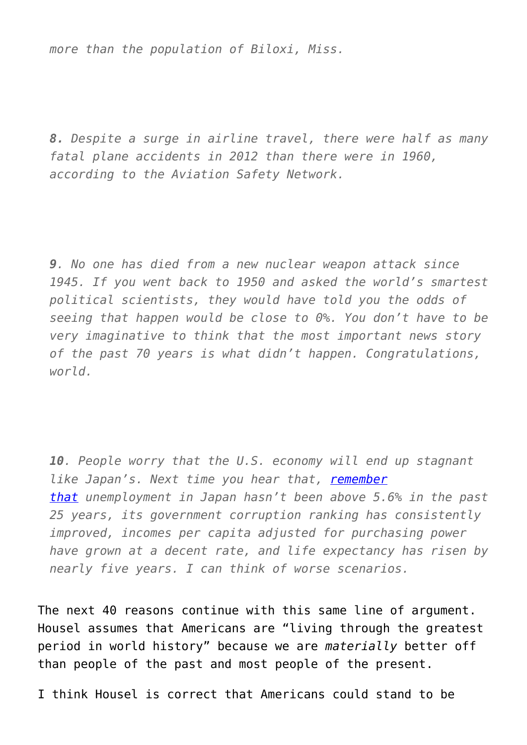*more than the population of Biloxi, Miss.*

***8.** Despite a surge in airline travel, there were half as many fatal plane accidents in 2012 than there were in 1960, according to the Aviation Safety Network.*

***9**. No one has died from a new nuclear weapon attack since 1945. If you went back to 1950 and asked the world's smartest political scientists, they would have told you the odds of seeing that happen would be close to 0%. You don't have to be very imaginative to think that the most important news story of the past 70 years is what didn't happen. Congratulations, world.*

***10**. People worry that the U.S. economy will end up stagnant like Japan's. Next time you hear that, remember that unemployment in Japan hasn't been above 5.6% in the past 25 years, its government corruption ranking has consistently improved, incomes per capita adjusted for purchasing power have grown at a decent rate, and life expectancy has risen by nearly five years. I can think of worse scenarios.*

The next 40 reasons continue with this same line of argument. Housel assumes that Americans are "living through the greatest period in world history" because we are *materially* better off than people of the past and most people of the present.

I think Housel is correct that Americans could stand to be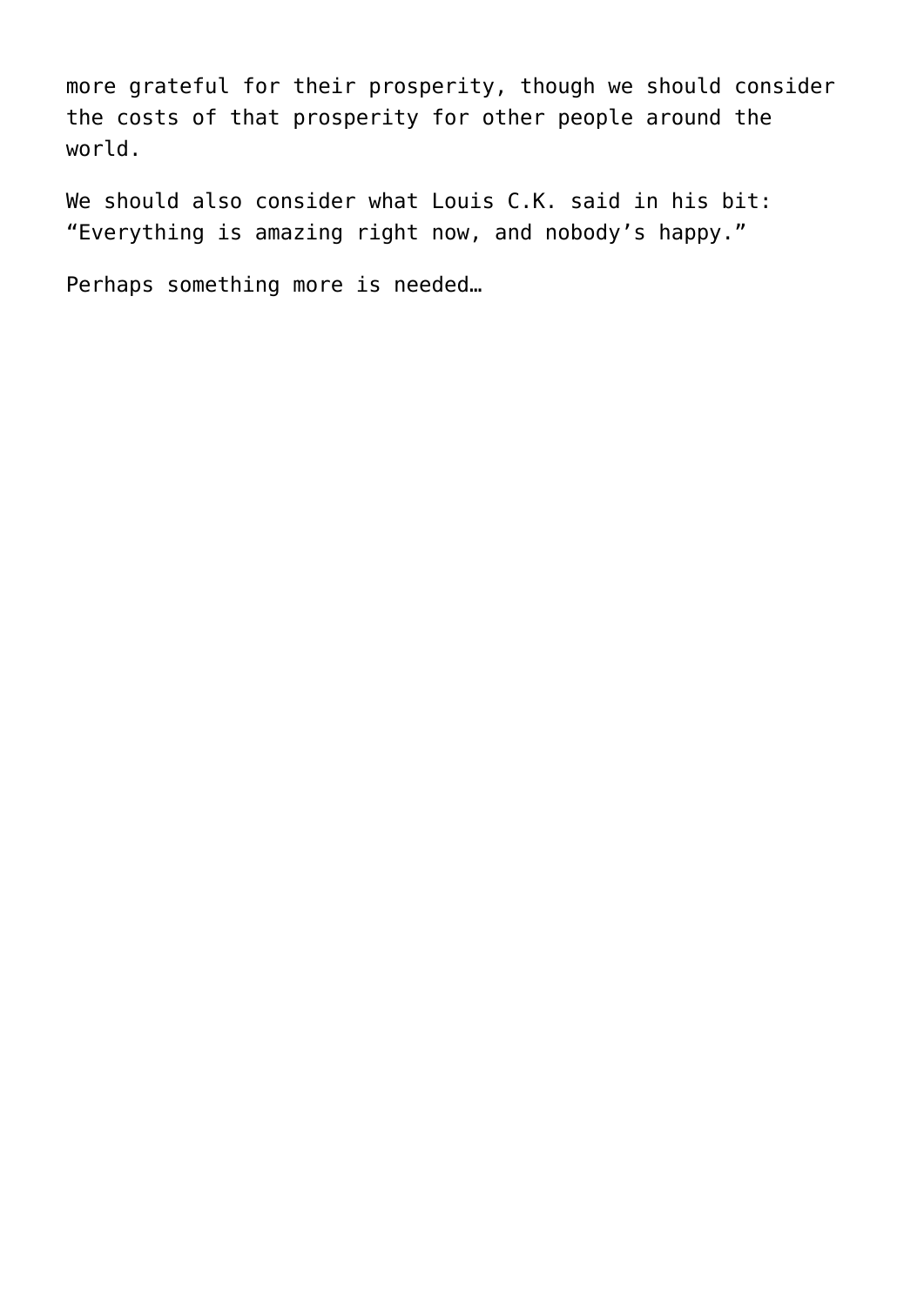more grateful for their prosperity, though we should consider the costs of that prosperity for other people around the world.

We should also consider what Louis C.K. said in his bit: "Everything is amazing right now, and nobody's happy."

Perhaps something more is needed…